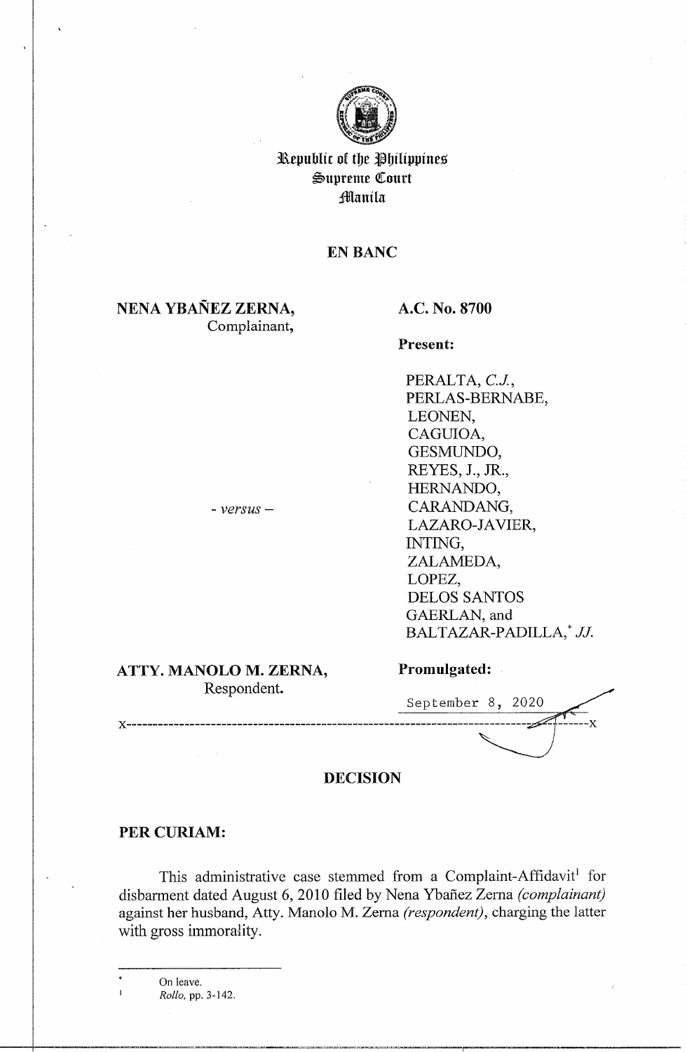Republic of the Philippines
Supreme Court
Manila

**EN BANC**

**NENA YBAÑEZ ZERNA,**
Complainant,

- *versus* -

**ATTY. MANOLO M. ZERNA,**
Respondent.

**A.C. No. 8700**

**Present:**

PERALTA, *C.J.*,
PERLAS-BERNABE,
LEONEN,
CAGUIOA,
GESMUNDO,
REYES, J., JR.,
HERNANDO,
CARANDANG,
LAZARO-JAVIER,
INTING,
ZALAMEDA,
LOPEZ,
DELOS SANTOS
GAERLAN, and
BALTAZAR-PADILLA,* *JJ.*

**Promulgated:**

September 8, 2020

x-----------------------------------------------------------------------------------x

## DECISION

**PER CURIAM:**

This administrative case stemmed from a Complaint-Affidavit[1] for disbarment dated August 6, 2010 filed by Nena Ybañez Zerna *(complainant)* against her husband, Atty. Manolo M. Zerna *(respondent)*, charging the latter with gross immorality.

---

\* On leave.

[1] *Rollo*, pp. 3-142.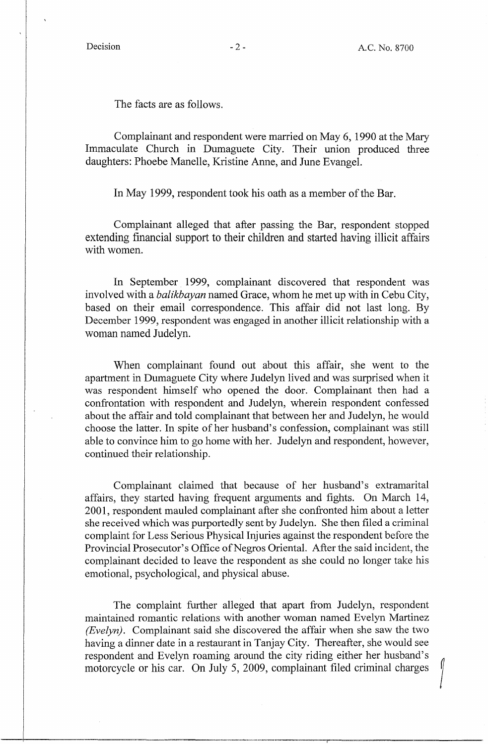The facts are as follows.

Complainant and respondent were married on May 6, 1990 at the Mary Immaculate Church in Dumaguete City. Their union produced three daughters: Phoebe Manelle, Kristine Anne, and June Evangel.

In May 1999, respondent took his oath as a member of the Bar.

Complainant alleged that after passing the Bar, respondent stopped extending financial support to their children and started having illicit affairs with women.

In September 1999, complainant discovered that respondent was involved with a *balikbayan* named Grace, whom he met up with in Cebu City, based on their email correspondence. This affair did not last long. By December 1999, respondent was engaged in another illicit relationship with a woman named Judelyn.

When complainant found out about this affair, she went to the apartment in Dumaguete City where Judelyn lived and was surprised when it was respondent himself who opened the door. Complainant then had a confrontation with respondent and Judelyn, wherein respondent confessed about the affair and told complainant that between her and Judelyn, he would choose the latter. In spite of her husband's confession, complainant was still able to convince him to go home with her. Judelyn and respondent, however, continued their relationship.

Complainant claimed that because of her husband's extramarital affairs, they started having frequent arguments and fights. On March 14, 2001, respondent mauled complainant after she confronted him about a letter she received which was purportedly sent by Judelyn. She then filed a criminal complaint for Less Serious Physical Injuries against the respondent before the Provincial Prosecutor's Office of Negros Oriental. After the said incident, the complainant decided to leave the respondent as she could no longer take his emotional, psychological, and physical abuse.

The complaint further alleged that apart from Judelyn, respondent maintained romantic relations with another woman named Evelyn Martinez *(Evelyn)*. Complainant said she discovered the affair when she saw the two having a dinner date in a restaurant in Tanjay City. Thereafter, she would see respondent and Evelyn roaming around the city riding either her husband's motorcycle or his car. On July 5, 2009, complainant filed criminal charges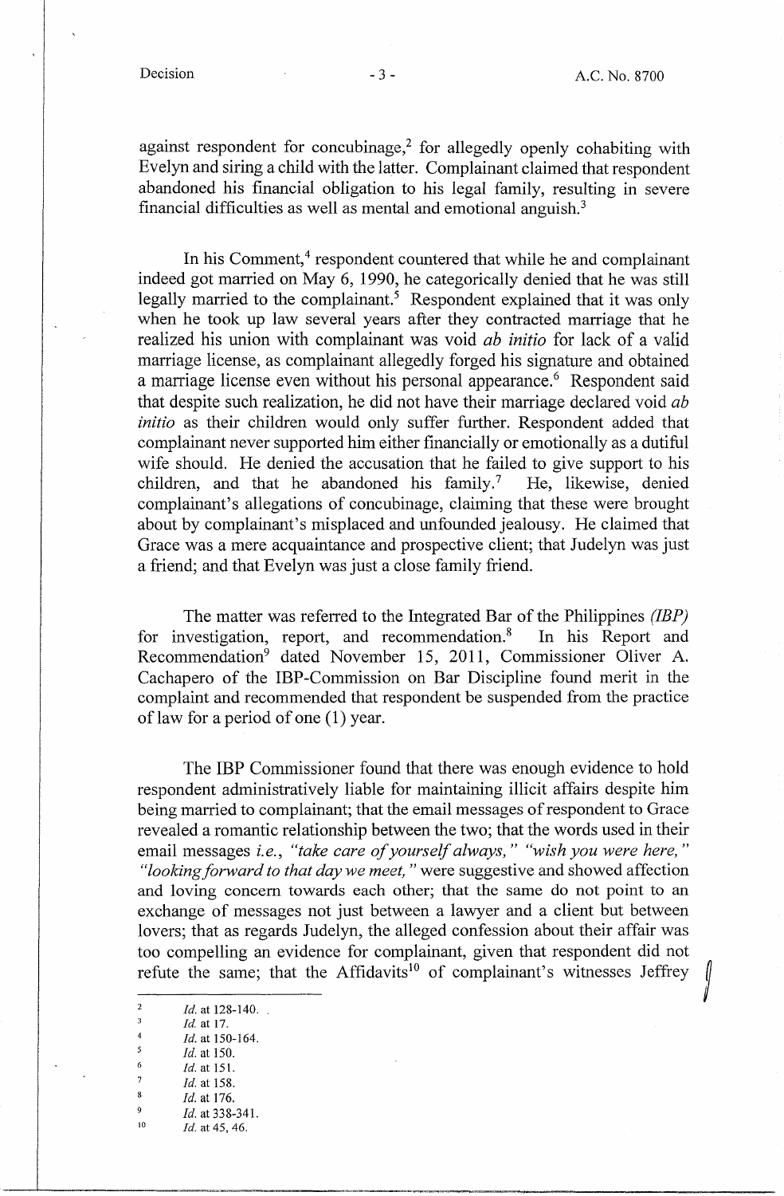against respondent for concubinage,[2] for allegedly openly cohabiting with Evelyn and siring a child with the latter. Complainant claimed that respondent abandoned his financial obligation to his legal family, resulting in severe financial difficulties as well as mental and emotional anguish.[3]

In his Comment,[4] respondent countered that while he and complainant indeed got married on May 6, 1990, he categorically denied that he was still legally married to the complainant.[5] Respondent explained that it was only when he took up law several years after they contracted marriage that he realized his union with complainant was void *ab initio* for lack of a valid marriage license, as complainant allegedly forged his signature and obtained a marriage license even without his personal appearance.[6] Respondent said that despite such realization, he did not have their marriage declared void *ab initio* as their children would only suffer further. Respondent added that complainant never supported him either financially or emotionally as a dutiful wife should. He denied the accusation that he failed to give support to his children, and that he abandoned his family.[7] He, likewise, denied complainant's allegations of concubinage, claiming that these were brought about by complainant's misplaced and unfounded jealousy. He claimed that Grace was a mere acquaintance and prospective client; that Judelyn was just a friend; and that Evelyn was just a close family friend.

The matter was referred to the Integrated Bar of the Philippines *(IBP)* for investigation, report, and recommendation.[8] In his Report and Recommendation[9] dated November 15, 2011, Commissioner Oliver A. Cachapero of the IBP-Commission on Bar Discipline found merit in the complaint and recommended that respondent be suspended from the practice of law for a period of one (1) year.

The IBP Commissioner found that there was enough evidence to hold respondent administratively liable for maintaining illicit affairs despite him being married to complainant; that the email messages of respondent to Grace revealed a romantic relationship between the two; that the words used in their email messages *i.e., "take care of yourself always," "wish you were here," "looking forward to that day we meet,"* were suggestive and showed affection and loving concern towards each other; that the same do not point to an exchange of messages not just between a lawyer and a client but between lovers; that as regards Judelyn, the alleged confession about their affair was too compelling an evidence for complainant, given that respondent did not refute the same; that the Affidavits[10] of complainant's witnesses Jeffrey

---

[2] *Id.* at 128-140.
[3] *Id.* at 17.
[4] *Id.* at 150-164.
[5] *Id.* at 150.
[6] *Id.* at 151.
[7] *Id.* at 158.
[8] *Id.* at 176.
[9] *Id.* at 338-341.
[10] *Id.* at 45, 46.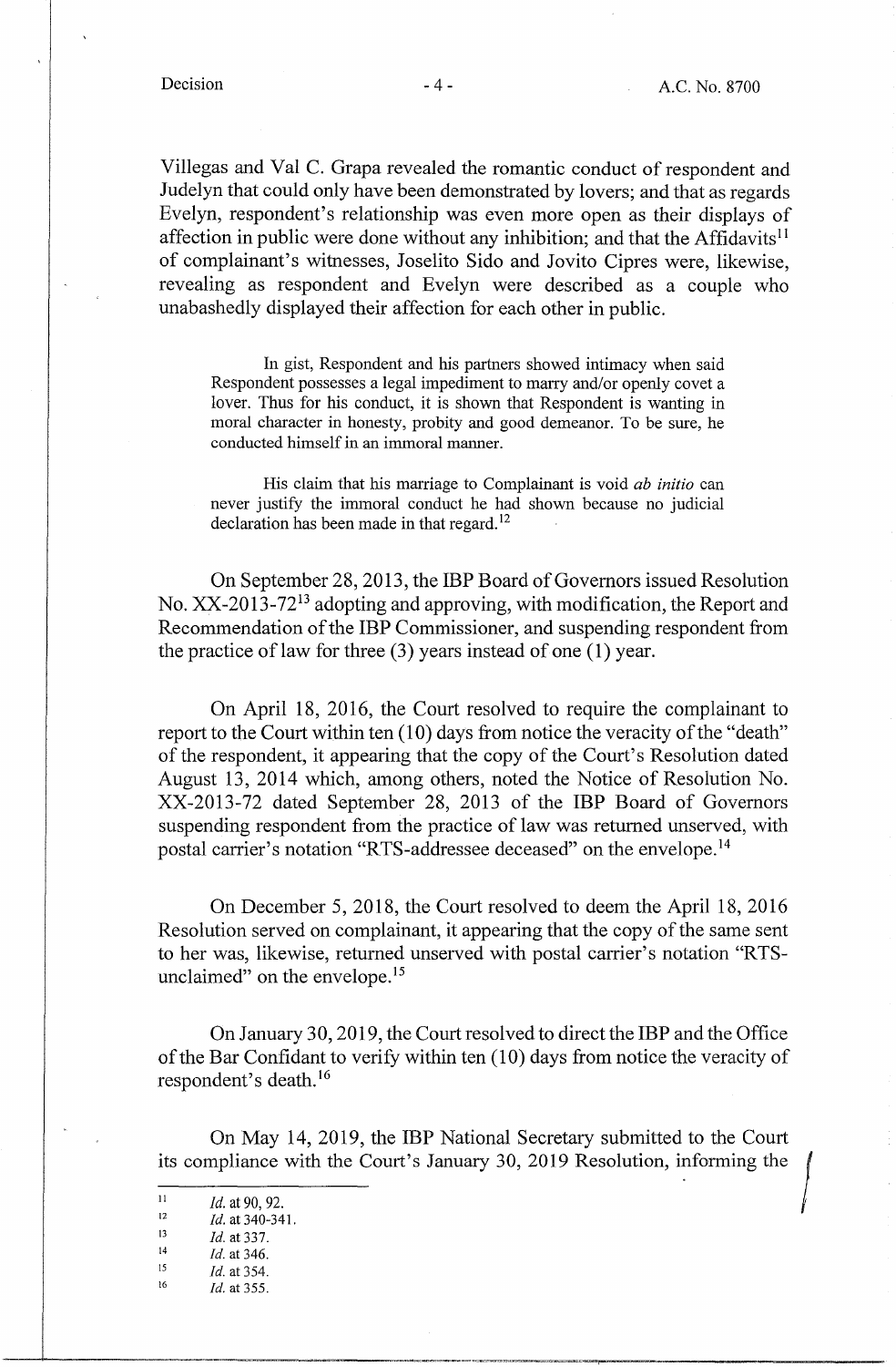Villegas and Val C. Grapa revealed the romantic conduct of respondent and Judelyn that could only have been demonstrated by lovers; and that as regards Evelyn, respondent's relationship was even more open as their displays of affection in public were done without any inhibition; and that the Affidavits[11] of complainant's witnesses, Joselito Sido and Jovito Cipres were, likewise, revealing as respondent and Evelyn were described as a couple who unabashedly displayed their affection for each other in public.

> In gist, Respondent and his partners showed intimacy when said Respondent possesses a legal impediment to marry and/or openly covet a lover. Thus for his conduct, it is shown that Respondent is wanting in moral character in honesty, probity and good demeanor. To be sure, he conducted himself in an immoral manner.
>
> His claim that his marriage to Complainant is void *ab initio* can never justify the immoral conduct he had shown because no judicial declaration has been made in that regard.[12]

On September 28, 2013, the IBP Board of Governors issued Resolution No. XX-2013-72[13] adopting and approving, with modification, the Report and Recommendation of the IBP Commissioner, and suspending respondent from the practice of law for three (3) years instead of one (1) year.

On April 18, 2016, the Court resolved to require the complainant to report to the Court within ten (10) days from notice the veracity of the "death" of the respondent, it appearing that the copy of the Court's Resolution dated August 13, 2014 which, among others, noted the Notice of Resolution No. XX-2013-72 dated September 28, 2013 of the IBP Board of Governors suspending respondent from the practice of law was returned unserved, with postal carrier's notation "RTS-addressee deceased" on the envelope.[14]

On December 5, 2018, the Court resolved to deem the April 18, 2016 Resolution served on complainant, it appearing that the copy of the same sent to her was, likewise, returned unserved with postal carrier's notation "RTS-unclaimed" on the envelope.[15]

On January 30, 2019, the Court resolved to direct the IBP and the Office of the Bar Confidant to verify within ten (10) days from notice the veracity of respondent's death.[16]

On May 14, 2019, the IBP National Secretary submitted to the Court its compliance with the Court's January 30, 2019 Resolution, informing the

---

[11] *Id.* at 90, 92.

[12] *Id.* at 340-341.

[13] *Id.* at 337.

[14] *Id.* at 346.

[15] *Id.* at 354.

[16] *Id.* at 355.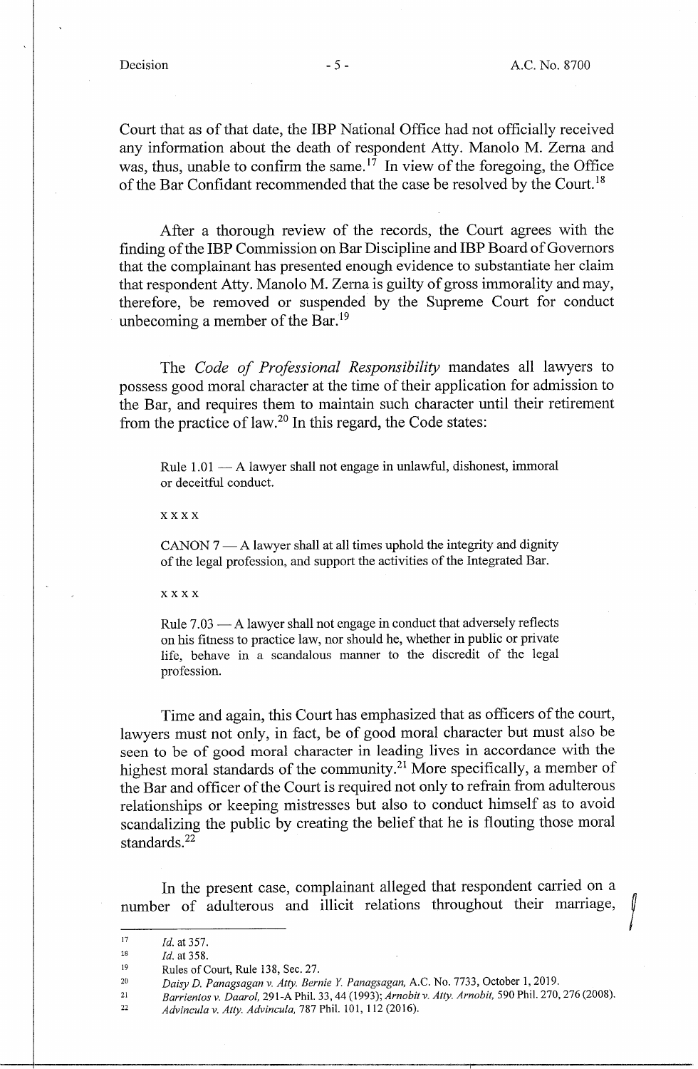Court that as of that date, the IBP National Office had not officially received any information about the death of respondent Atty. Manolo M. Zerna and was, thus, unable to confirm the same.[17] In view of the foregoing, the Office of the Bar Confidant recommended that the case be resolved by the Court.[18]

After a thorough review of the records, the Court agrees with the finding of the IBP Commission on Bar Discipline and IBP Board of Governors that the complainant has presented enough evidence to substantiate her claim that respondent Atty. Manolo M. Zerna is guilty of gross immorality and may, therefore, be removed or suspended by the Supreme Court for conduct unbecoming a member of the Bar.[19]

The *Code of Professional Responsibility* mandates all lawyers to possess good moral character at the time of their application for admission to the Bar, and requires them to maintain such character until their retirement from the practice of law.[20] In this regard, the Code states:

> Rule 1.01 — A lawyer shall not engage in unlawful, dishonest, immoral or deceitful conduct.
>
> x x x x
>
> CANON 7 — A lawyer shall at all times uphold the integrity and dignity of the legal profession, and support the activities of the Integrated Bar.
>
> x x x x
>
> Rule 7.03 — A lawyer shall not engage in conduct that adversely reflects on his fitness to practice law, nor should he, whether in public or private life, behave in a scandalous manner to the discredit of the legal profession.

Time and again, this Court has emphasized that as officers of the court, lawyers must not only, in fact, be of good moral character but must also be seen to be of good moral character in leading lives in accordance with the highest moral standards of the community.[21] More specifically, a member of the Bar and officer of the Court is required not only to refrain from adulterous relationships or keeping mistresses but also to conduct himself as to avoid scandalizing the public by creating the belief that he is flouting those moral standards.[22]

In the present case, complainant alleged that respondent carried on a number of adulterous and illicit relations throughout their marriage,

---

[17] *Id.* at 357.

[18] *Id.* at 358.

[19] Rules of Court, Rule 138, Sec. 27.

[20] *Daisy D. Panagsagan v. Atty. Bernie Y. Panagsagan,* A.C. No. 7733, October 1, 2019.

[21] *Barrientos v. Daarol,* 291-A Phil. 33, 44 (1993); *Arnobit v. Atty. Arnobit,* 590 Phil. 270, 276 (2008).

[22] *Advincula v. Atty. Advincula,* 787 Phil. 101, 112 (2016).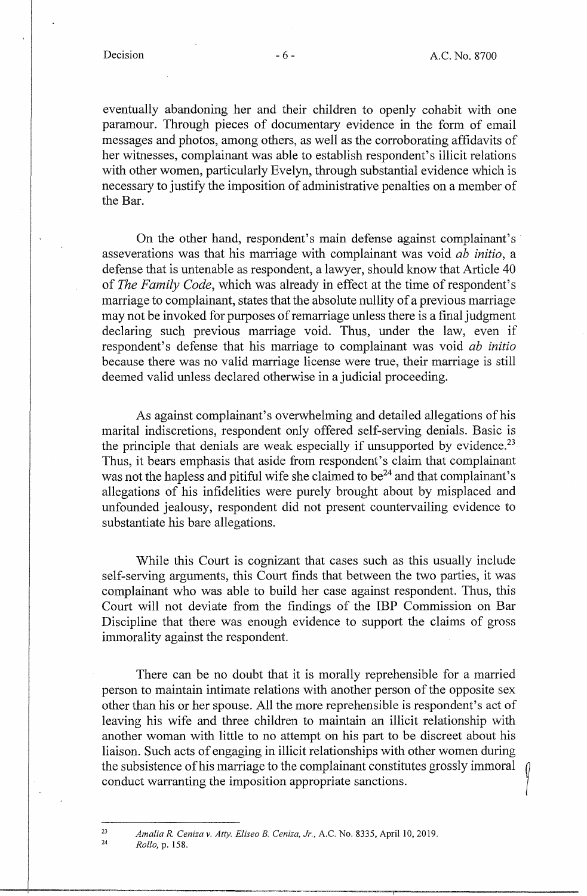eventually abandoning her and their children to openly cohabit with one paramour. Through pieces of documentary evidence in the form of email messages and photos, among others, as well as the corroborating affidavits of her witnesses, complainant was able to establish respondent's illicit relations with other women, particularly Evelyn, through substantial evidence which is necessary to justify the imposition of administrative penalties on a member of the Bar.

On the other hand, respondent's main defense against complainant's asseverations was that his marriage with complainant was void *ab initio*, a defense that is untenable as respondent, a lawyer, should know that Article 40 of *The Family Code*, which was already in effect at the time of respondent's marriage to complainant, states that the absolute nullity of a previous marriage may not be invoked for purposes of remarriage unless there is a final judgment declaring such previous marriage void. Thus, under the law, even if respondent's defense that his marriage to complainant was void *ab initio* because there was no valid marriage license were true, their marriage is still deemed valid unless declared otherwise in a judicial proceeding.

As against complainant's overwhelming and detailed allegations of his marital indiscretions, respondent only offered self-serving denials. Basic is the principle that denials are weak especially if unsupported by evidence.[23] Thus, it bears emphasis that aside from respondent's claim that complainant was not the hapless and pitiful wife she claimed to be[24] and that complainant's allegations of his infidelities were purely brought about by misplaced and unfounded jealousy, respondent did not present countervailing evidence to substantiate his bare allegations.

While this Court is cognizant that cases such as this usually include self-serving arguments, this Court finds that between the two parties, it was complainant who was able to build her case against respondent. Thus, this Court will not deviate from the findings of the IBP Commission on Bar Discipline that there was enough evidence to support the claims of gross immorality against the respondent.

There can be no doubt that it is morally reprehensible for a married person to maintain intimate relations with another person of the opposite sex other than his or her spouse. All the more reprehensible is respondent's act of leaving his wife and three children to maintain an illicit relationship with another woman with little to no attempt on his part to be discreet about his liaison. Such acts of engaging in illicit relationships with other women during the subsistence of his marriage to the complainant constitutes grossly immoral conduct warranting the imposition appropriate sanctions.

---

[23] *Amalia R. Ceniza v. Atty. Eliseo B. Ceniza, Jr.*, A.C. No. 8335, April 10, 2019.

[24] *Rollo*, p. 158.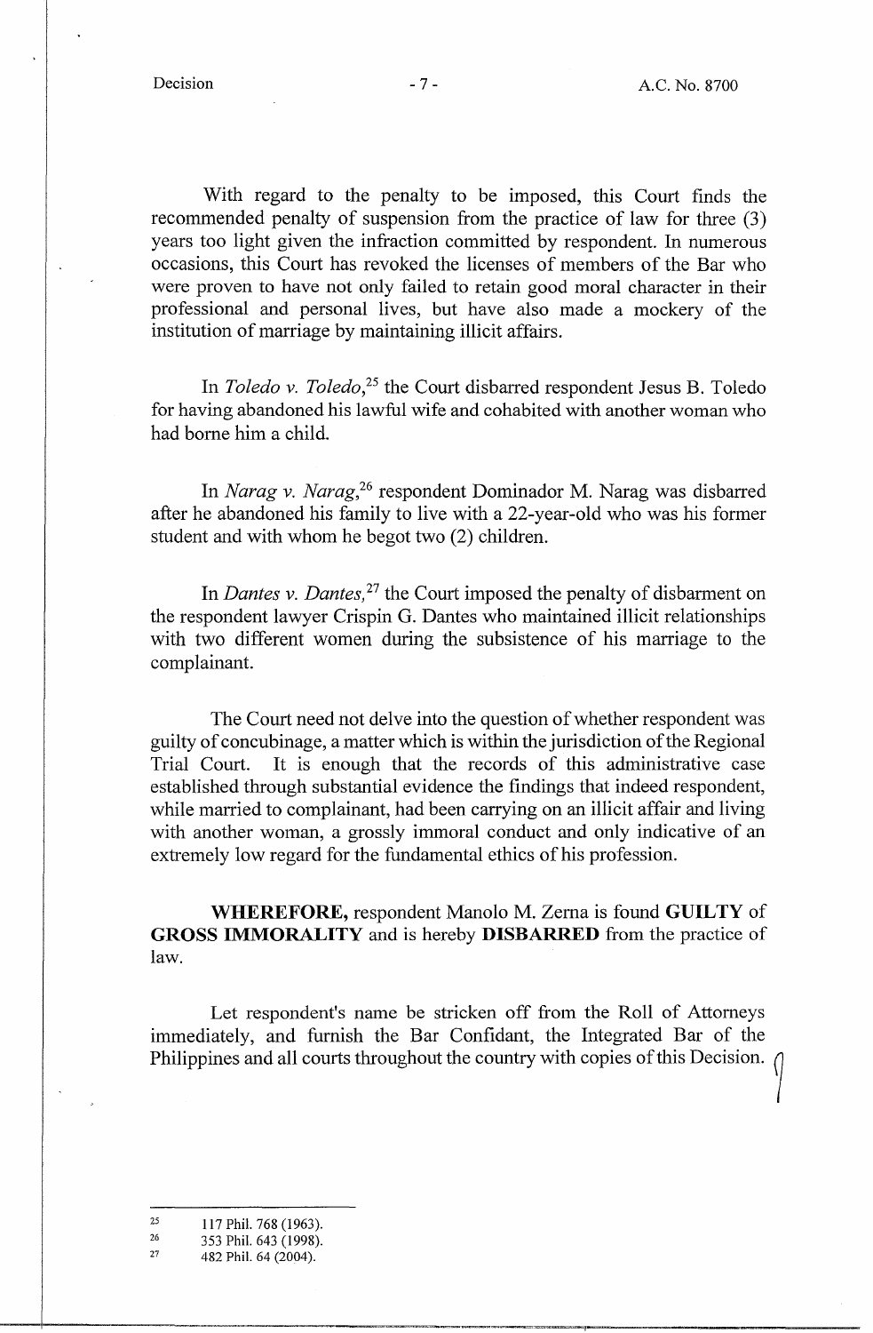With regard to the penalty to be imposed, this Court finds the recommended penalty of suspension from the practice of law for three (3) years too light given the infraction committed by respondent. In numerous occasions, this Court has revoked the licenses of members of the Bar who were proven to have not only failed to retain good moral character in their professional and personal lives, but have also made a mockery of the institution of marriage by maintaining illicit affairs.

In *Toledo v. Toledo*,[25] the Court disbarred respondent Jesus B. Toledo for having abandoned his lawful wife and cohabited with another woman who had borne him a child.

In *Narag v. Narag*,[26] respondent Dominador M. Narag was disbarred after he abandoned his family to live with a 22-year-old who was his former student and with whom he begot two (2) children.

In *Dantes v. Dantes*,[27] the Court imposed the penalty of disbarment on the respondent lawyer Crispin G. Dantes who maintained illicit relationships with two different women during the subsistence of his marriage to the complainant.

The Court need not delve into the question of whether respondent was guilty of concubinage, a matter which is within the jurisdiction of the Regional Trial Court. It is enough that the records of this administrative case established through substantial evidence the findings that indeed respondent, while married to complainant, had been carrying on an illicit affair and living with another woman, a grossly immoral conduct and only indicative of an extremely low regard for the fundamental ethics of his profession.

**WHEREFORE,** respondent Manolo M. Zerna is found **GUILTY** of **GROSS IMMORALITY** and is hereby **DISBARRED** from the practice of law.

Let respondent's name be stricken off from the Roll of Attorneys immediately, and furnish the Bar Confidant, the Integrated Bar of the Philippines and all courts throughout the country with copies of this Decision.

---

[25] 117 Phil. 768 (1963).

[26] 353 Phil. 643 (1998).

[27] 482 Phil. 64 (2004).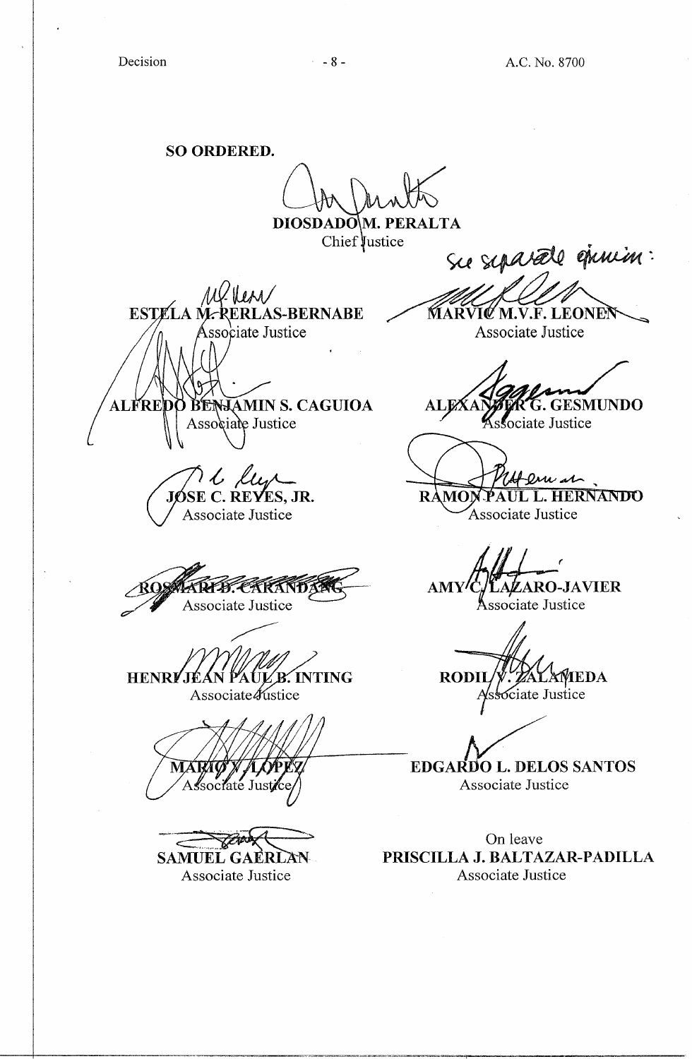**SO ORDERED.**

**DIOSDADO M. PERALTA**
Chief Justice

**ESTELA M. PERLAS-BERNABE**
Associate Justice

See separate opinion:
**MARVIC M.V.F. LEONEN**
Associate Justice

**ALFREDO BENJAMIN S. CAGUIOA**
Associate Justice

**ALEXANDER G. GESMUNDO**
Associate Justice

**JOSE C. REYES, JR.**
Associate Justice

**RAMON PAUL L. HERNANDO**
Associate Justice

**ROSMARI D. CARANDANG**
Associate Justice

**AMY C. LAZARO-JAVIER**
Associate Justice

**HENRI JEAN PAUL B. INTING**
Associate Justice

**RODIL V. ZALAMEDA**
Associate Justice

**MARIO V. LOPEZ**
Associate Justice

**EDGARDO L. DELOS SANTOS**
Associate Justice

**SAMUEL GAERLAN**
Associate Justice

On leave
**PRISCILLA J. BALTAZAR-PADILLA**
Associate Justice